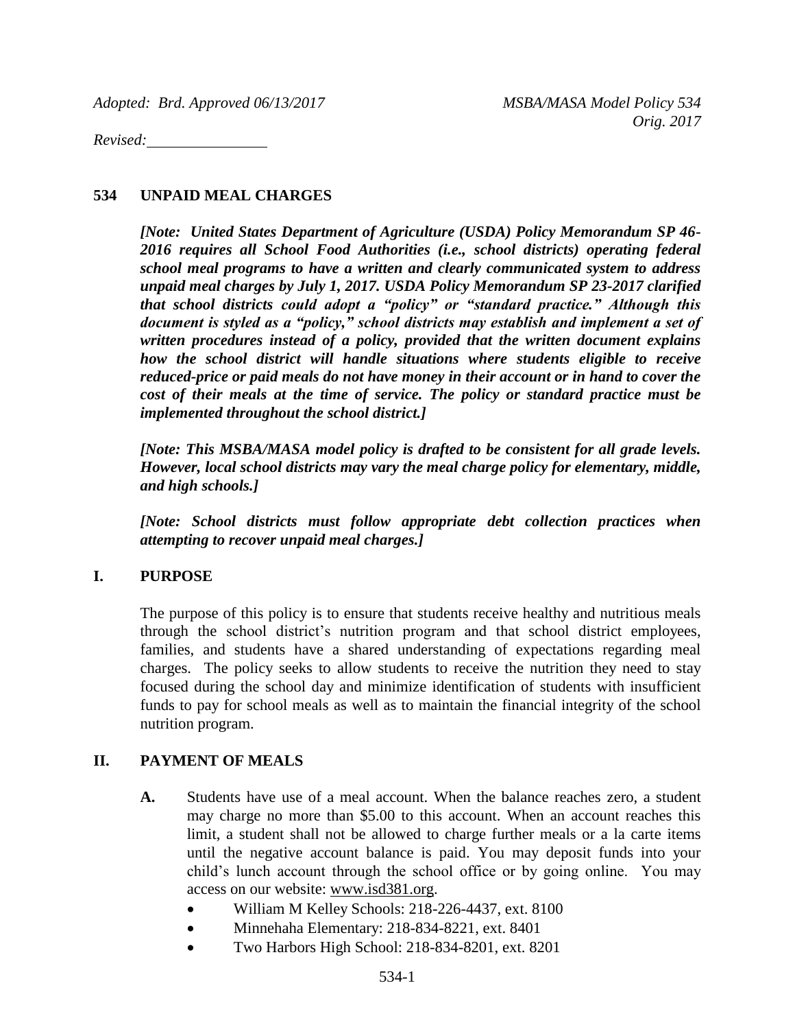*Adopted: Brd. Approved 06/13/2017*

*Revised:*

*MSBA/MASA Model Policy 534*
*Orig. 2017*

## 534 UNPAID MEAL CHARGES

***[Note: United States Department of Agriculture (USDA) Policy Memorandum SP 46-2016 requires all School Food Authorities (i.e., school districts) operating federal school meal programs to have a written and clearly communicated system to address unpaid meal charges by July 1, 2017. USDA Policy Memorandum SP 23-2017 clarified that school districts could adopt a "policy" or "standard practice." Although this document is styled as a "policy," school districts may establish and implement a set of written procedures instead of a policy, provided that the written document explains how the school district will handle situations where students eligible to receive reduced-price or paid meals do not have money in their account or in hand to cover the cost of their meals at the time of service. The policy or standard practice must be implemented throughout the school district.]***

***[Note: This MSBA/MASA model policy is drafted to be consistent for all grade levels. However, local school districts may vary the meal charge policy for elementary, middle, and high schools.]***

***[Note: School districts must follow appropriate debt collection practices when attempting to recover unpaid meal charges.]***

## I. PURPOSE

The purpose of this policy is to ensure that students receive healthy and nutritious meals through the school district's nutrition program and that school district employees, families, and students have a shared understanding of expectations regarding meal charges. The policy seeks to allow students to receive the nutrition they need to stay focused during the school day and minimize identification of students with insufficient funds to pay for school meals as well as to maintain the financial integrity of the school nutrition program.

## II. PAYMENT OF MEALS

**A.** Students have use of a meal account. When the balance reaches zero, a student may charge no more than $5.00 to this account. When an account reaches this limit, a student shall not be allowed to charge further meals or a la carte items until the negative account balance is paid. You may deposit funds into your child's lunch account through the school office or by going online. You may access on our website: www.isd381.org.

- William M Kelley Schools: 218-226-4437, ext. 8100
- Minnehaha Elementary: 218-834-8221, ext. 8401
- Two Harbors High School: 218-834-8201, ext. 8201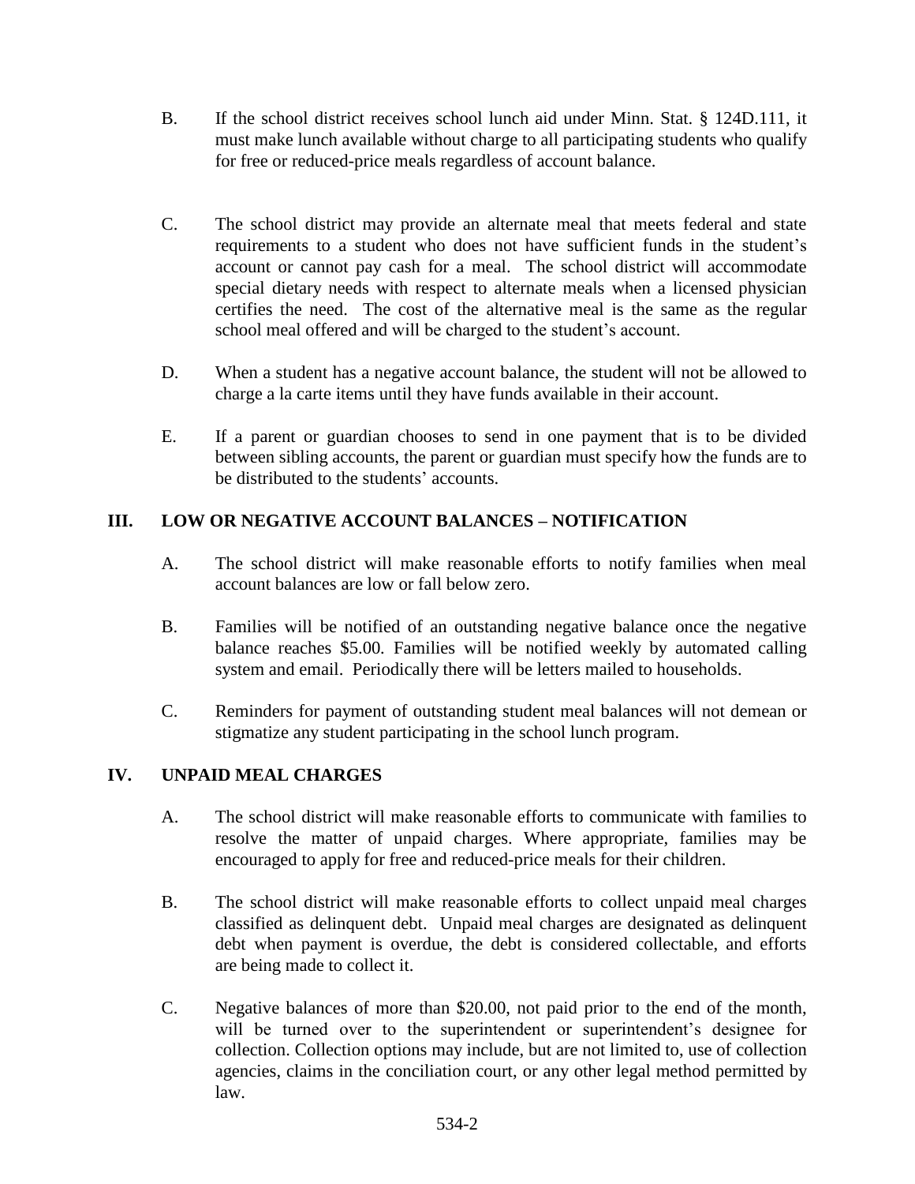B. If the school district receives school lunch aid under Minn. Stat. § 124D.111, it must make lunch available without charge to all participating students who qualify for free or reduced-price meals regardless of account balance.

C. The school district may provide an alternate meal that meets federal and state requirements to a student who does not have sufficient funds in the student's account or cannot pay cash for a meal. The school district will accommodate special dietary needs with respect to alternate meals when a licensed physician certifies the need. The cost of the alternative meal is the same as the regular school meal offered and will be charged to the student's account.

D. When a student has a negative account balance, the student will not be allowed to charge a la carte items until they have funds available in their account.

E. If a parent or guardian chooses to send in one payment that is to be divided between sibling accounts, the parent or guardian must specify how the funds are to be distributed to the students' accounts.

## III. LOW OR NEGATIVE ACCOUNT BALANCES – NOTIFICATION

A. The school district will make reasonable efforts to notify families when meal account balances are low or fall below zero.

B. Families will be notified of an outstanding negative balance once the negative balance reaches $5.00. Families will be notified weekly by automated calling system and email. Periodically there will be letters mailed to households.

C. Reminders for payment of outstanding student meal balances will not demean or stigmatize any student participating in the school lunch program.

## IV. UNPAID MEAL CHARGES

A. The school district will make reasonable efforts to communicate with families to resolve the matter of unpaid charges. Where appropriate, families may be encouraged to apply for free and reduced-price meals for their children.

B. The school district will make reasonable efforts to collect unpaid meal charges classified as delinquent debt. Unpaid meal charges are designated as delinquent debt when payment is overdue, the debt is considered collectable, and efforts are being made to collect it.

C. Negative balances of more than $20.00, not paid prior to the end of the month, will be turned over to the superintendent or superintendent's designee for collection. Collection options may include, but are not limited to, use of collection agencies, claims in the conciliation court, or any other legal method permitted by law.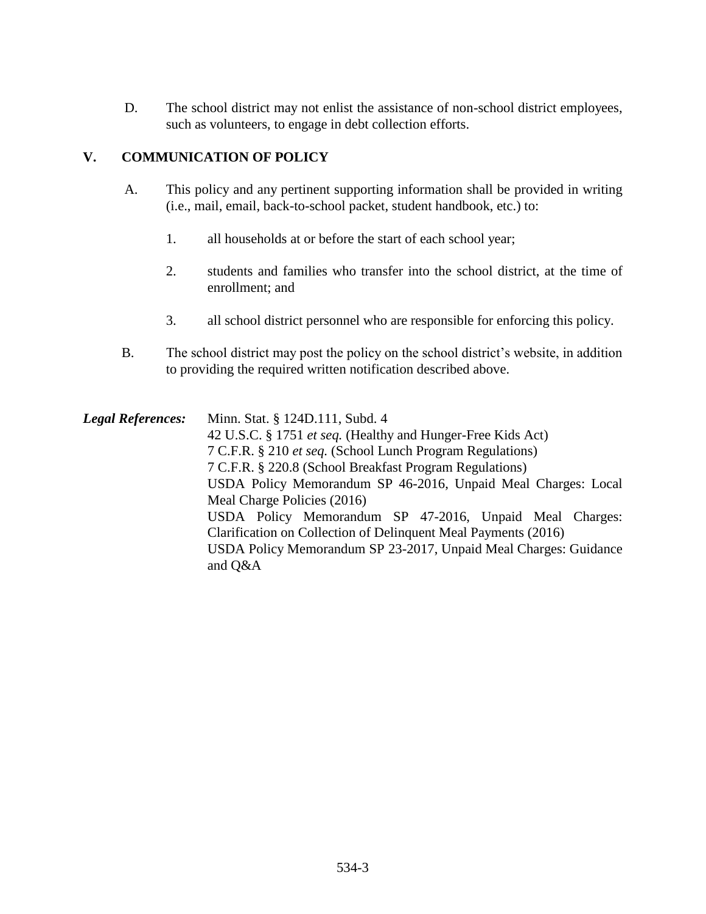D. The school district may not enlist the assistance of non-school district employees, such as volunteers, to engage in debt collection efforts.

## V. COMMUNICATION OF POLICY

A. This policy and any pertinent supporting information shall be provided in writing (i.e., mail, email, back-to-school packet, student handbook, etc.) to:

1. all households at or before the start of each school year;

2. students and families who transfer into the school district, at the time of enrollment; and

3. all school district personnel who are responsible for enforcing this policy.

B. The school district may post the policy on the school district's website, in addition to providing the required written notification described above.

***Legal References:***

Minn. Stat. § 124D.111, Subd. 4
42 U.S.C. § 1751 *et seq.* (Healthy and Hunger-Free Kids Act)
7 C.F.R. § 210 *et seq.* (School Lunch Program Regulations)
7 C.F.R. § 220.8 (School Breakfast Program Regulations)
USDA Policy Memorandum SP 46-2016, Unpaid Meal Charges: Local Meal Charge Policies (2016)
USDA Policy Memorandum SP 47-2016, Unpaid Meal Charges: Clarification on Collection of Delinquent Meal Payments (2016)
USDA Policy Memorandum SP 23-2017, Unpaid Meal Charges: Guidance and Q&A